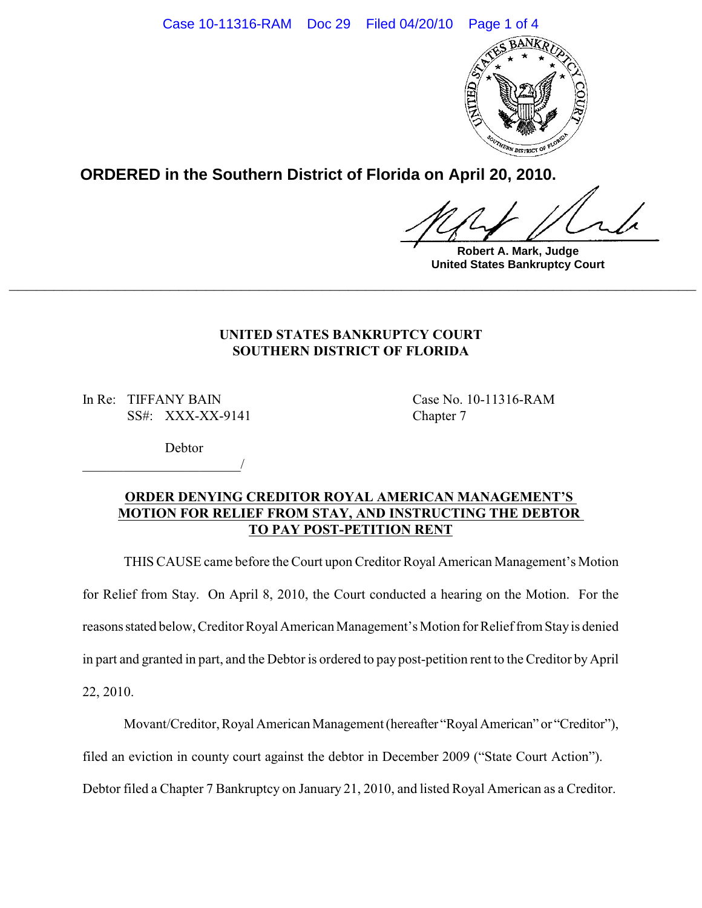**ORDERED in the Southern District of Florida on April 20, 2010.**

Robert A. Mark, Judge
United States Bankruptcy Court

---

**UNITED STATES BANKRUPTCY COURT**
**SOUTHERN DISTRICT OF FLORIDA**

In Re: TIFFANY BAIN
SS#: XXX-XX-9141

Debtor
_______________________/

Case No. 10-11316-RAM
Chapter 7

**ORDER DENYING CREDITOR ROYAL AMERICAN MANAGEMENT'S MOTION FOR RELIEF FROM STAY, AND INSTRUCTING THE DEBTOR TO PAY POST-PETITION RENT**

THIS CAUSE came before the Court upon Creditor Royal American Management's Motion for Relief from Stay. On April 8, 2010, the Court conducted a hearing on the Motion. For the reasons stated below, Creditor Royal American Management's Motion for Relief from Stay is denied in part and granted in part, and the Debtor is ordered to pay post-petition rent to the Creditor by April 22, 2010.

Movant/Creditor, Royal American Management (hereafter "Royal American" or "Creditor"), filed an eviction in county court against the debtor in December 2009 ("State Court Action"). Debtor filed a Chapter 7 Bankruptcy on January 21, 2010, and listed Royal American as a Creditor.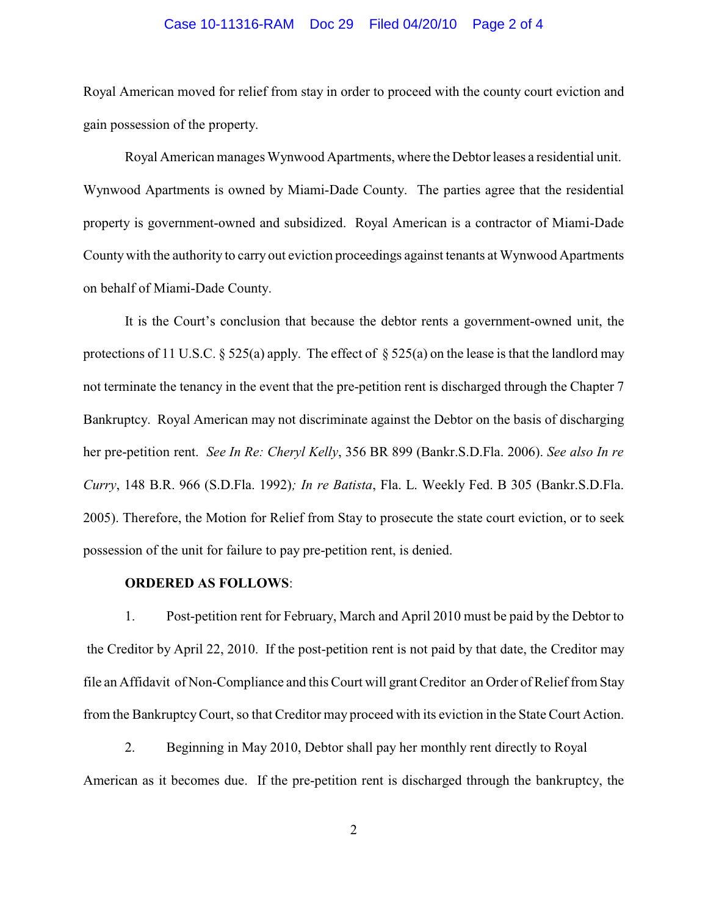Royal American moved for relief from stay in order to proceed with the county court eviction and gain possession of the property.

Royal American manages Wynwood Apartments, where the Debtor leases a residential unit. Wynwood Apartments is owned by Miami-Dade County. The parties agree that the residential property is government-owned and subsidized. Royal American is a contractor of Miami-Dade County with the authority to carry out eviction proceedings against tenants at Wynwood Apartments on behalf of Miami-Dade County.

It is the Court's conclusion that because the debtor rents a government-owned unit, the protections of 11 U.S.C. § 525(a) apply. The effect of § 525(a) on the lease is that the landlord may not terminate the tenancy in the event that the pre-petition rent is discharged through the Chapter 7 Bankruptcy. Royal American may not discriminate against the Debtor on the basis of discharging her pre-petition rent. *See In Re: Cheryl Kelly*, 356 BR 899 (Bankr.S.D.Fla. 2006). *See also In re Curry*, 148 B.R. 966 (S.D.Fla. 1992)*; In re Batista*, Fla. L. Weekly Fed. B 305 (Bankr.S.D.Fla. 2005). Therefore, the Motion for Relief from Stay to prosecute the state court eviction, or to seek possession of the unit for failure to pay pre-petition rent, is denied.

**ORDERED AS FOLLOWS**:

1. Post-petition rent for February, March and April 2010 must be paid by the Debtor to the Creditor by April 22, 2010. If the post-petition rent is not paid by that date, the Creditor may file an Affidavit of Non-Compliance and this Court will grant Creditor an Order of Relief from Stay from the Bankruptcy Court, so that Creditor may proceed with its eviction in the State Court Action.

2. Beginning in May 2010, Debtor shall pay her monthly rent directly to Royal American as it becomes due. If the pre-petition rent is discharged through the bankruptcy, the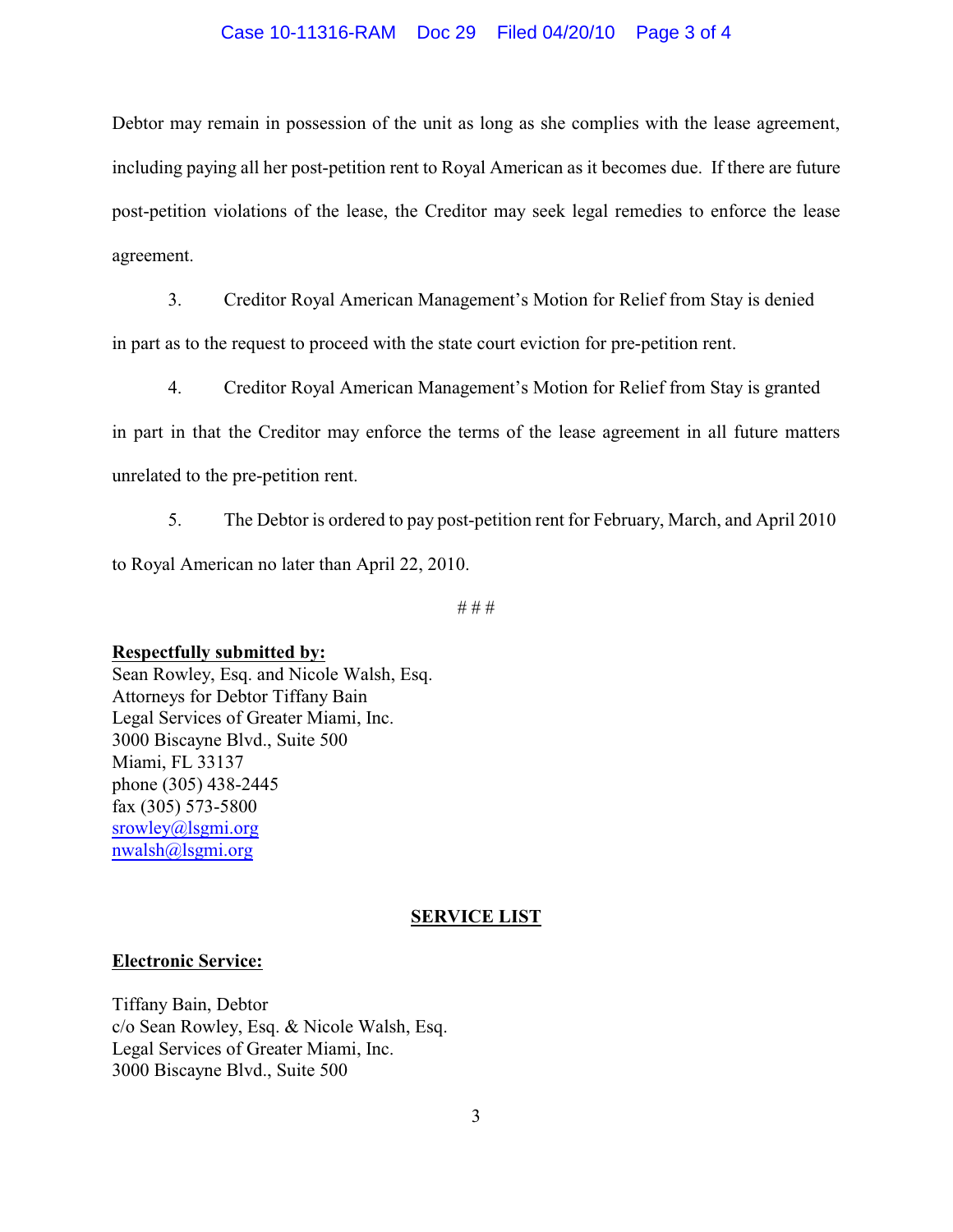Debtor may remain in possession of the unit as long as she complies with the lease agreement, including paying all her post-petition rent to Royal American as it becomes due. If there are future post-petition violations of the lease, the Creditor may seek legal remedies to enforce the lease agreement.

3. Creditor Royal American Management's Motion for Relief from Stay is denied in part as to the request to proceed with the state court eviction for pre-petition rent.

4. Creditor Royal American Management's Motion for Relief from Stay is granted in part in that the Creditor may enforce the terms of the lease agreement in all future matters unrelated to the pre-petition rent.

5. The Debtor is ordered to pay post-petition rent for February, March, and April 2010 to Royal American no later than April 22, 2010.

# # #

**Respectfully submitted by:**
Sean Rowley, Esq. and Nicole Walsh, Esq.
Attorneys for Debtor Tiffany Bain
Legal Services of Greater Miami, Inc.
3000 Biscayne Blvd., Suite 500
Miami, FL 33137
phone (305) 438-2445
fax (305) 573-5800
srowley@lsgmi.org
nwalsh@lsgmi.org

**SERVICE LIST**

**Electronic Service:**

Tiffany Bain, Debtor
c/o Sean Rowley, Esq. & Nicole Walsh, Esq.
Legal Services of Greater Miami, Inc.
3000 Biscayne Blvd., Suite 500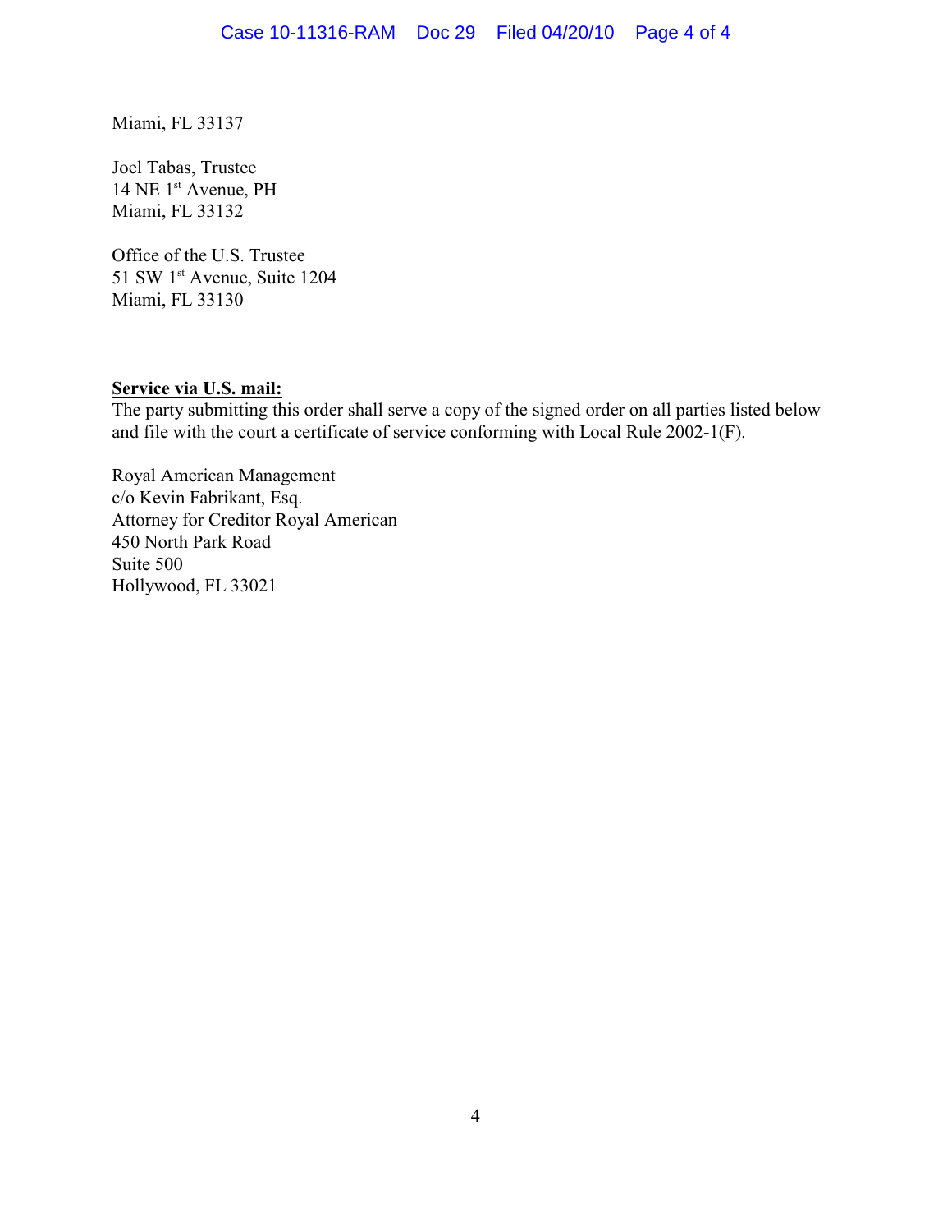Miami, FL 33137

Joel Tabas, Trustee
14 NE 1st Avenue, PH
Miami, FL 33132

Office of the U.S. Trustee
51 SW 1st Avenue, Suite 1204
Miami, FL 33130

**Service via U.S. mail:**
The party submitting this order shall serve a copy of the signed order on all parties listed below and file with the court a certificate of service conforming with Local Rule 2002-1(F).

Royal American Management
c/o Kevin Fabrikant, Esq.
Attorney for Creditor Royal American
450 North Park Road
Suite 500
Hollywood, FL 33021